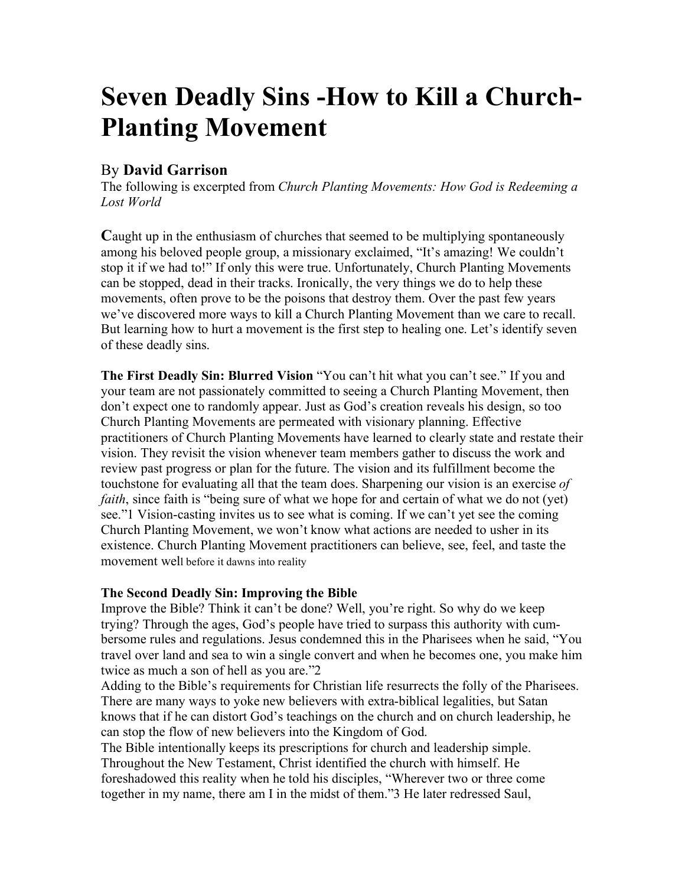# Seven Deadly Sins -How to Kill a Church-Planting Movement

By **David Garrison**

The following is excerpted from *Church Planting Movements: How God is Redeeming a Lost World*

**C**aught up in the enthusiasm of churches that seemed to be multiplying spontaneously among his beloved people group, a missionary exclaimed, "It's amazing! We couldn't stop it if we had to!" If only this were true. Unfortunately, Church Planting Movements can be stopped, dead in their tracks. Ironically, the very things we do to help these movements, often prove to be the poisons that destroy them. Over the past few years we've discovered more ways to kill a Church Planting Movement than we care to recall. But learning how to hurt a movement is the first step to healing one. Let's identify seven of these deadly sins.

**The First Deadly Sin: Blurred Vision** "You can't hit what you can't see." If you and your team are not passionately committed to seeing a Church Planting Movement, then don't expect one to randomly appear. Just as God's creation reveals his design, so too Church Planting Movements are permeated with visionary planning. Effective practitioners of Church Planting Movements have learned to clearly state and restate their vision. They revisit the vision whenever team members gather to discuss the work and review past progress or plan for the future. The vision and its fulfillment become the touchstone for evaluating all that the team does. Sharpening our vision is an exercise *of faith*, since faith is "being sure of what we hope for and certain of what we do not (yet) see."1 Vision-casting invites us to see what is coming. If we can't yet see the coming Church Planting Movement, we won't know what actions are needed to usher in its existence. Church Planting Movement practitioners can believe, see, feel, and taste the movement well before it dawns into reality

**The Second Deadly Sin: Improving the Bible**

Improve the Bible? Think it can't be done? Well, you're right. So why do we keep trying? Through the ages, God's people have tried to surpass this authority with cum-bersome rules and regulations. Jesus condemned this in the Pharisees when he said, "You travel over land and sea to win a single convert and when he becomes one, you make him twice as much a son of hell as you are."2

Adding to the Bible's requirements for Christian life resurrects the folly of the Pharisees. There are many ways to yoke new believers with extra-biblical legalities, but Satan knows that if he can distort God's teachings on the church and on church leadership, he can stop the flow of new believers into the Kingdom of God.

The Bible intentionally keeps its prescriptions for church and leadership simple. Throughout the New Testament, Christ identified the church with himself. He foreshadowed this reality when he told his disciples, "Wherever two or three come together in my name, there am I in the midst of them."3 He later redressed Saul,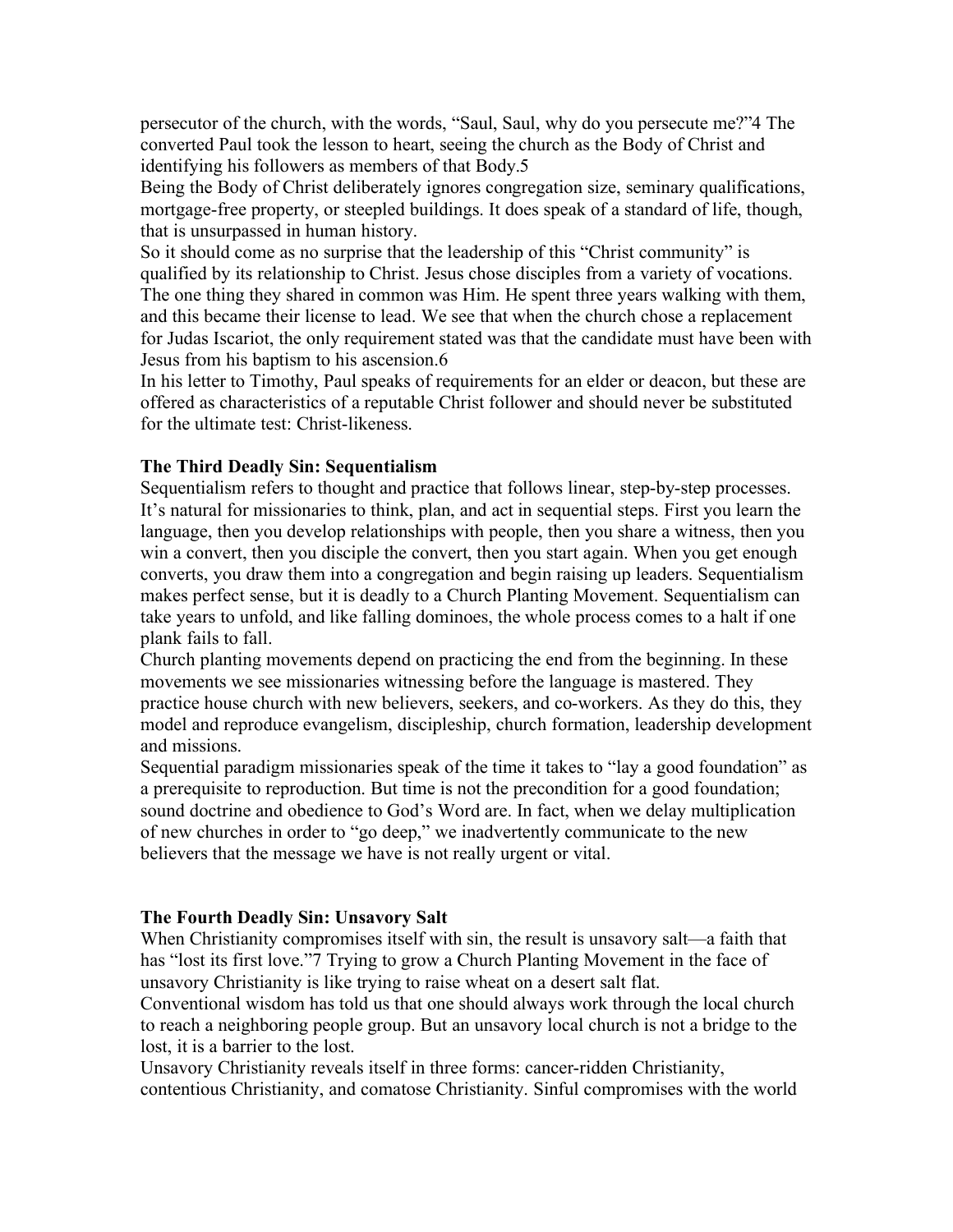persecutor of the church, with the words, "Saul, Saul, why do you persecute me?"[4] The converted Paul took the lesson to heart, seeing the church as the Body of Christ and identifying his followers as members of that Body.[5]

Being the Body of Christ deliberately ignores congregation size, seminary qualifications, mortgage-free property, or steepled buildings. It does speak of a standard of life, though, that is unsurpassed in human history.

So it should come as no surprise that the leadership of this "Christ community" is qualified by its relationship to Christ. Jesus chose disciples from a variety of vocations. The one thing they shared in common was Him. He spent three years walking with them, and this became their license to lead. We see that when the church chose a replacement for Judas Iscariot, the only requirement stated was that the candidate must have been with Jesus from his baptism to his ascension.[6]

In his letter to Timothy, Paul speaks of requirements for an elder or deacon, but these are offered as characteristics of a reputable Christ follower and should never be substituted for the ultimate test: Christ-likeness.

**The Third Deadly Sin: Sequentialism**

Sequentialism refers to thought and practice that follows linear, step-by-step processes. It's natural for missionaries to think, plan, and act in sequential steps. First you learn the language, then you develop relationships with people, then you share a witness, then you win a convert, then you disciple the convert, then you start again. When you get enough converts, you draw them into a congregation and begin raising up leaders. Sequentialism makes perfect sense, but it is deadly to a Church Planting Movement. Sequentialism can take years to unfold, and like falling dominoes, the whole process comes to a halt if one plank fails to fall.

Church planting movements depend on practicing the end from the beginning. In these movements we see missionaries witnessing before the language is mastered. They practice house church with new believers, seekers, and co-workers. As they do this, they model and reproduce evangelism, discipleship, church formation, leadership development and missions.

Sequential paradigm missionaries speak of the time it takes to "lay a good foundation" as a prerequisite to reproduction. But time is not the precondition for a good foundation; sound doctrine and obedience to God's Word are. In fact, when we delay multiplication of new churches in order to "go deep," we inadvertently communicate to the new believers that the message we have is not really urgent or vital.

**The Fourth Deadly Sin: Unsavory Salt**

When Christianity compromises itself with sin, the result is unsavory salt—a faith that has "lost its first love."[7] Trying to grow a Church Planting Movement in the face of unsavory Christianity is like trying to raise wheat on a desert salt flat.

Conventional wisdom has told us that one should always work through the local church to reach a neighboring people group. But an unsavory local church is not a bridge to the lost, it is a barrier to the lost.

Unsavory Christianity reveals itself in three forms: cancer-ridden Christianity, contentious Christianity, and comatose Christianity. Sinful compromises with the world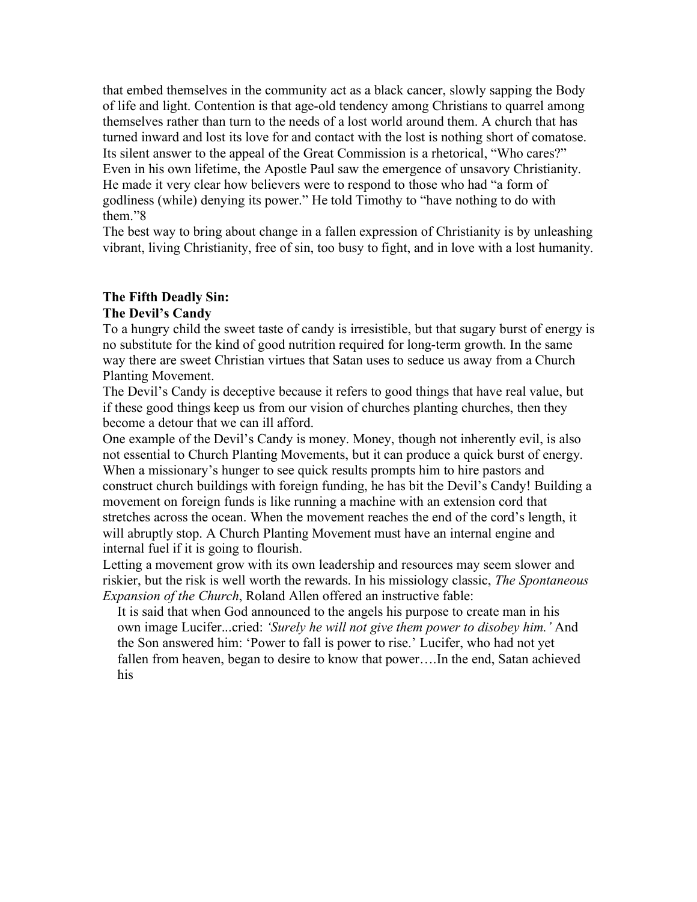that embed themselves in the community act as a black cancer, slowly sapping the Body of life and light. Contention is that age-old tendency among Christians to quarrel among themselves rather than turn to the needs of a lost world around them. A church that has turned inward and lost its love for and contact with the lost is nothing short of comatose. Its silent answer to the appeal of the Great Commission is a rhetorical, "Who cares?"

Even in his own lifetime, the Apostle Paul saw the emergence of unsavory Christianity. He made it very clear how believers were to respond to those who had "a form of godliness (while) denying its power." He told Timothy to "have nothing to do with them."[8]

The best way to bring about change in a fallen expression of Christianity is by unleashing vibrant, living Christianity, free of sin, too busy to fight, and in love with a lost humanity.

## The Fifth Deadly Sin:
## The Devil's Candy

To a hungry child the sweet taste of candy is irresistible, but that sugary burst of energy is no substitute for the kind of good nutrition required for long-term growth. In the same way there are sweet Christian virtues that Satan uses to seduce us away from a Church Planting Movement.

The Devil's Candy is deceptive because it refers to good things that have real value, but if these good things keep us from our vision of churches planting churches, then they become a detour that we can ill afford.

One example of the Devil's Candy is money. Money, though not inherently evil, is also not essential to Church Planting Movements, but it can produce a quick burst of energy. When a missionary's hunger to see quick results prompts him to hire pastors and construct church buildings with foreign funding, he has bit the Devil's Candy! Building a movement on foreign funds is like running a machine with an extension cord that stretches across the ocean. When the movement reaches the end of the cord's length, it will abruptly stop. A Church Planting Movement must have an internal engine and internal fuel if it is going to flourish.

Letting a movement grow with its own leadership and resources may seem slower and riskier, but the risk is well worth the rewards. In his missiology classic, *The Spontaneous Expansion of the Church*, Roland Allen offered an instructive fable:

> It is said that when God announced to the angels his purpose to create man in his own image Lucifer...cried: *'Surely he will not give them power to disobey him.'* And the Son answered him: 'Power to fall is power to rise.' Lucifer, who had not yet fallen from heaven, began to desire to know that power….In the end, Satan achieved his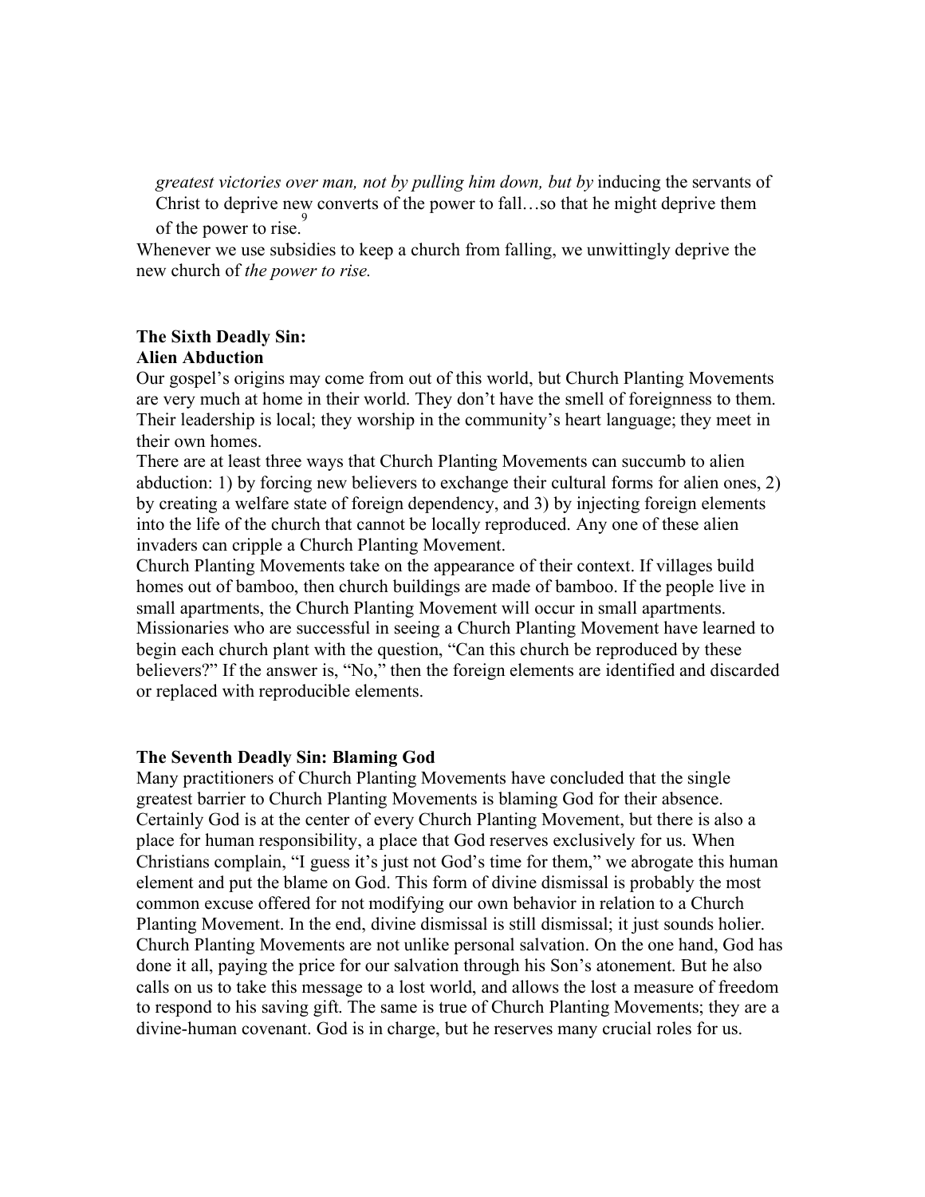> *greatest victories over man, not by pulling him down, but by* inducing the servants of Christ to deprive new converts of the power to fall…so that he might deprive them of the power to rise.[9]

Whenever we use subsidies to keep a church from falling, we unwittingly deprive the new church of *the power to rise.*

**The Sixth Deadly Sin:**
**Alien Abduction**

Our gospel's origins may come from out of this world, but Church Planting Movements are very much at home in their world. They don't have the smell of foreignness to them. Their leadership is local; they worship in the community's heart language; they meet in their own homes.

There are at least three ways that Church Planting Movements can succumb to alien abduction: 1) by forcing new believers to exchange their cultural forms for alien ones, 2) by creating a welfare state of foreign dependency, and 3) by injecting foreign elements into the life of the church that cannot be locally reproduced. Any one of these alien invaders can cripple a Church Planting Movement.

Church Planting Movements take on the appearance of their context. If villages build homes out of bamboo, then church buildings are made of bamboo. If the people live in small apartments, the Church Planting Movement will occur in small apartments. Missionaries who are successful in seeing a Church Planting Movement have learned to begin each church plant with the question, "Can this church be reproduced by these believers?" If the answer is, "No," then the foreign elements are identified and discarded or replaced with reproducible elements.

**The Seventh Deadly Sin: Blaming God**

Many practitioners of Church Planting Movements have concluded that the single greatest barrier to Church Planting Movements is blaming God for their absence. Certainly God is at the center of every Church Planting Movement, but there is also a place for human responsibility, a place that God reserves exclusively for us. When Christians complain, "I guess it's just not God's time for them," we abrogate this human element and put the blame on God. This form of divine dismissal is probably the most common excuse offered for not modifying our own behavior in relation to a Church Planting Movement. In the end, divine dismissal is still dismissal; it just sounds holier. Church Planting Movements are not unlike personal salvation. On the one hand, God has done it all, paying the price for our salvation through his Son's atonement. But he also calls on us to take this message to a lost world, and allows the lost a measure of freedom to respond to his saving gift. The same is true of Church Planting Movements; they are a divine-human covenant. God is in charge, but he reserves many crucial roles for us.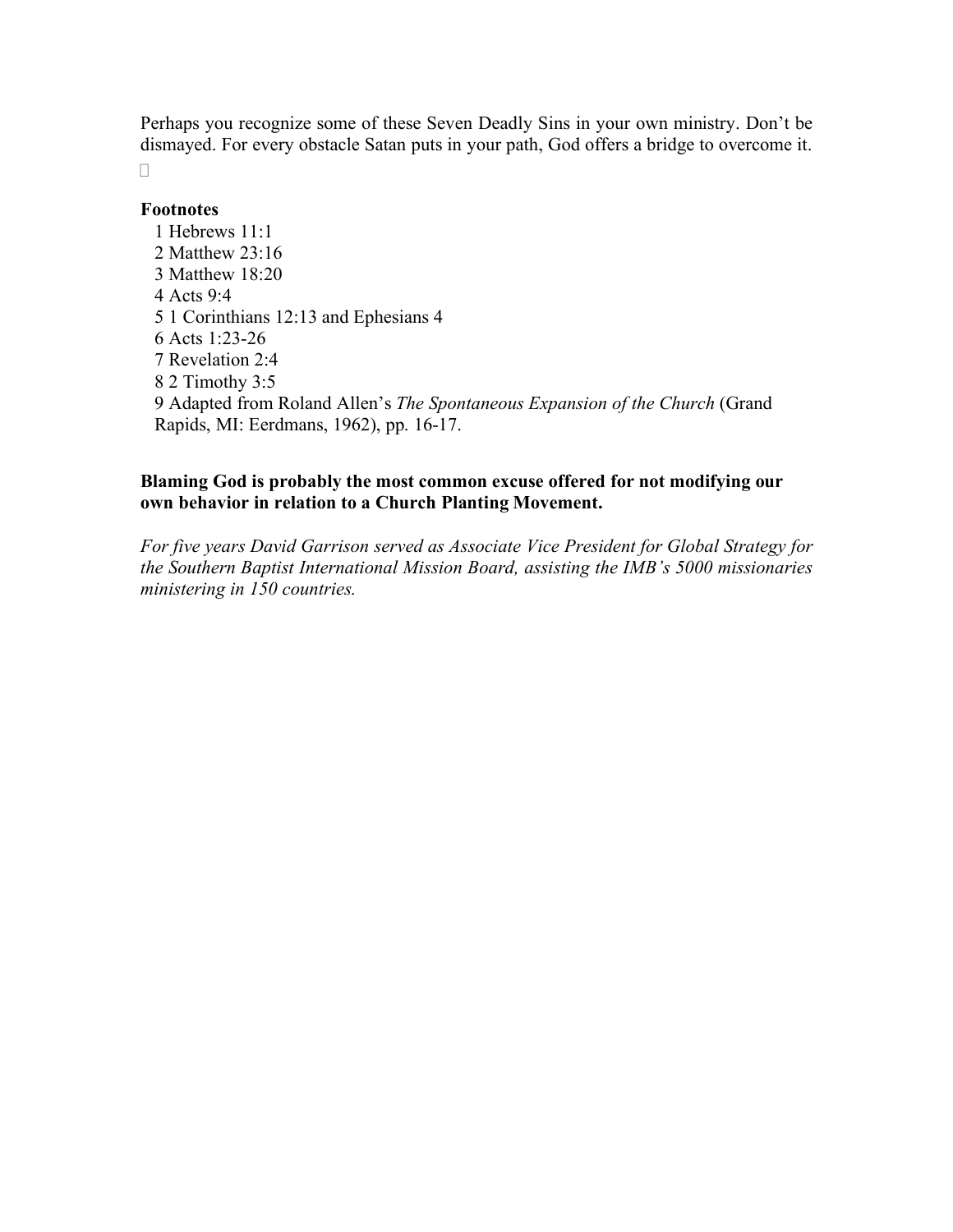Perhaps you recognize some of these Seven Deadly Sins in your own ministry. Don't be dismayed. For every obstacle Satan puts in your path, God offers a bridge to overcome it.

**Footnotes**

1 Hebrews 11:1
2 Matthew 23:16
3 Matthew 18:20
4 Acts 9:4
5 1 Corinthians 12:13 and Ephesians 4
6 Acts 1:23-26
7 Revelation 2:4
8 2 Timothy 3:5
9 Adapted from Roland Allen's *The Spontaneous Expansion of the Church* (Grand Rapids, MI: Eerdmans, 1962), pp. 16-17.

**Blaming God is probably the most common excuse offered for not modifying our own behavior in relation to a Church Planting Movement.**

*For five years David Garrison served as Associate Vice President for Global Strategy for the Southern Baptist International Mission Board, assisting the IMB's 5000 missionaries ministering in 150 countries.*